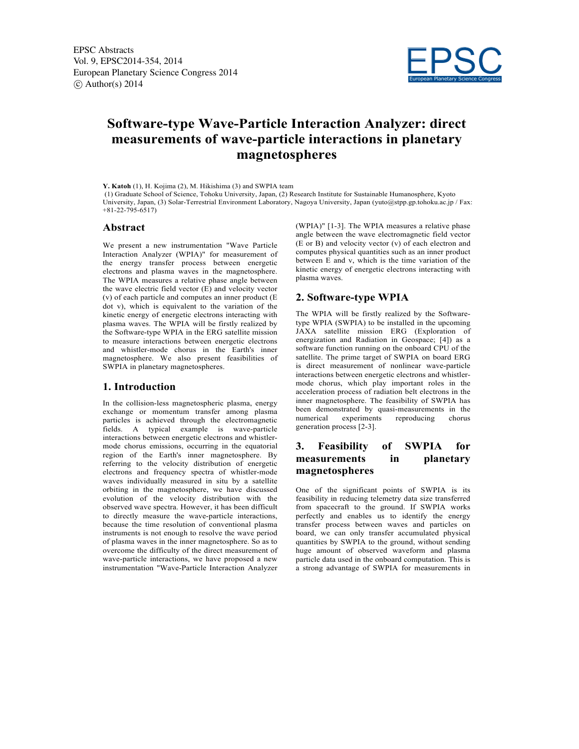# Software-type Wave-Particle Interaction Analyzer: direct measurements of wave-particle interactions in planetary magnetospheres

**Y. Katoh** (1), H. Kojima (2), M. Hikishima (3) and SWPIA team

(1) Graduate School of Science, Tohoku University, Japan, (2) Research Institute for Sustainable Humanosphere, Kyoto University, Japan, (3) Solar-Terrestrial Environment Laboratory, Nagoya University, Japan (yuto@stpp.gp.tohoku.ac.jp / Fax: +81-22-795-6517)

## Abstract

We present a new instrumentation "Wave Particle Interaction Analyzer (WPIA)" for measurement of the energy transfer process between energetic electrons and plasma waves in the magnetosphere. The WPIA measures a relative phase angle between the wave electric field vector (E) and velocity vector (v) of each particle and computes an inner product (E dot v), which is equivalent to the variation of the kinetic energy of energetic electrons interacting with plasma waves. The WPIA will be firstly realized by the Software-type WPIA in the ERG satellite mission to measure interactions between energetic electrons and whistler-mode chorus in the Earth's inner magnetosphere. We also present feasibilities of SWPIA in planetary magnetospheres.

## 1. Introduction

In the collision-less magnetospheric plasma, energy exchange or momentum transfer among plasma particles is achieved through the electromagnetic fields. A typical example is wave-particle interactions between energetic electrons and whistler-mode chorus emissions, occurring in the equatorial region of the Earth's inner magnetosphere. By referring to the velocity distribution of energetic electrons and frequency spectra of whistler-mode waves individually measured in situ by a satellite orbiting in the magnetosphere, we have discussed evolution of the velocity distribution with the observed wave spectra. However, it has been difficult to directly measure the wave-particle interactions, because the time resolution of conventional plasma instruments is not enough to resolve the wave period of plasma waves in the inner magnetosphere. So as to overcome the difficulty of the direct measurement of wave-particle interactions, we have proposed a new instrumentation "Wave-Particle Interaction Analyzer (WPIA)" [1-3]. The WPIA measures a relative phase angle between the wave electromagnetic field vector (E or B) and velocity vector (v) of each electron and computes physical quantities such as an inner product between E and v, which is the time variation of the kinetic energy of energetic electrons interacting with plasma waves.

## 2. Software-type WPIA

The WPIA will be firstly realized by the Software-type WPIA (SWPIA) to be installed in the upcoming JAXA satellite mission ERG (Exploration of energization and Radiation in Geospace; [4]) as a software function running on the onboard CPU of the satellite. The prime target of SWPIA on board ERG is direct measurement of nonlinear wave-particle interactions between energetic electrons and whistler-mode chorus, which play important roles in the acceleration process of radiation belt electrons in the inner magnetosphere. The feasibility of SWPIA has been demonstrated by quasi-measurements in the numerical experiments reproducing chorus generation process [2-3].

## 3. Feasibility of SWPIA for measurements in planetary magnetospheres

One of the significant points of SWPIA is its feasibility in reducing telemetry data size transferred from spacecraft to the ground. If SWPIA works perfectly and enables us to identify the energy transfer process between waves and particles on board, we can only transfer accumulated physical quantities by SWPIA to the ground, without sending huge amount of observed waveform and plasma particle data used in the onboard computation. This is a strong advantage of SWPIA for measurements in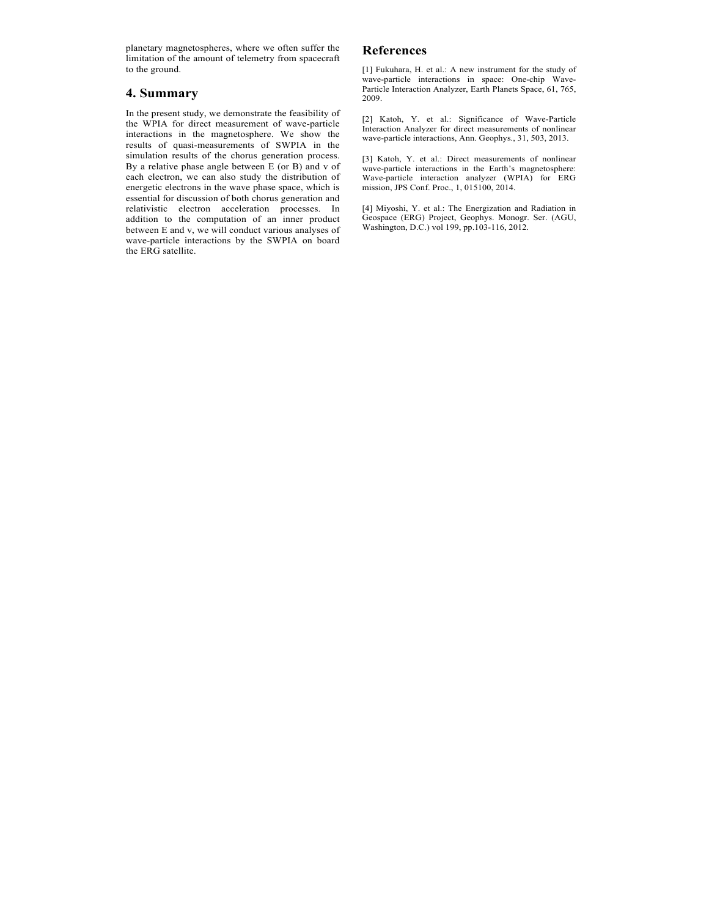planetary magnetospheres, where we often suffer the limitation of the amount of telemetry from spacecraft to the ground.

## 4. Summary

In the present study, we demonstrate the feasibility of the WPIA for direct measurement of wave-particle interactions in the magnetosphere. We show the results of quasi-measurements of SWPIA in the simulation results of the chorus generation process. By a relative phase angle between E (or B) and v of each electron, we can also study the distribution of energetic electrons in the wave phase space, which is essential for discussion of both chorus generation and relativistic electron acceleration processes. In addition to the computation of an inner product between E and v, we will conduct various analyses of wave-particle interactions by the SWPIA on board the ERG satellite.

## References

[1] Fukuhara, H. et al.: A new instrument for the study of wave-particle interactions in space: One-chip Wave-Particle Interaction Analyzer, Earth Planets Space, 61, 765, 2009.

[2] Katoh, Y. et al.: Significance of Wave-Particle Interaction Analyzer for direct measurements of nonlinear wave-particle interactions, Ann. Geophys., 31, 503, 2013.

[3] Katoh, Y. et al.: Direct measurements of nonlinear wave-particle interactions in the Earth's magnetosphere: Wave-particle interaction analyzer (WPIA) for ERG mission, JPS Conf. Proc., 1, 015100, 2014.

[4] Miyoshi, Y. et al.: The Energization and Radiation in Geospace (ERG) Project, Geophys. Monogr. Ser. (AGU, Washington, D.C.) vol 199, pp.103-116, 2012.